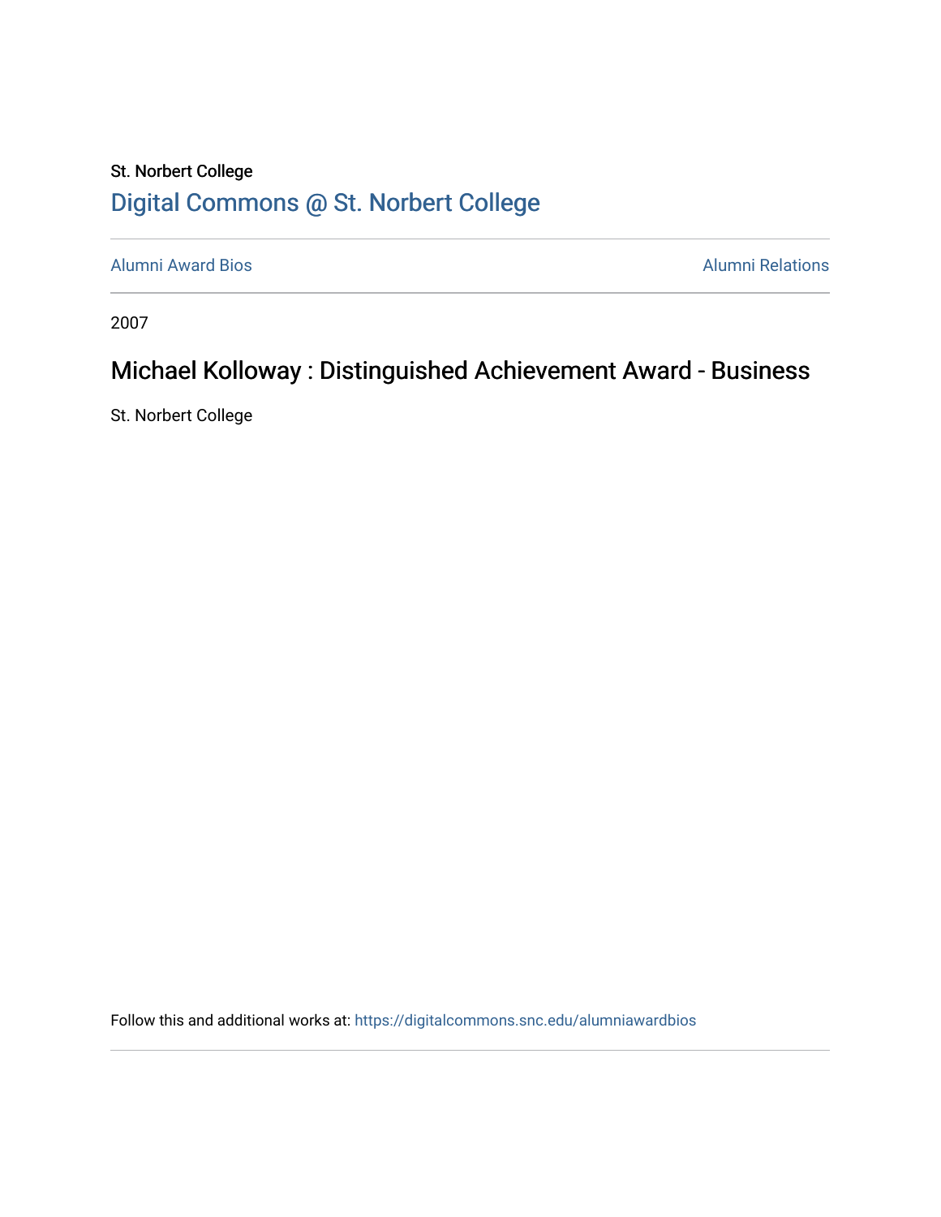St. Norbert College

[Digital Commons @ St. Norbert College](https://digitalcommons.snc.edu)

Alumni Award Bios | Alumni Relations

2007

# Michael Kolloway : Distinguished Achievement Award - Business

St. Norbert College

Follow this and additional works at: https://digitalcommons.snc.edu/alumniawardbios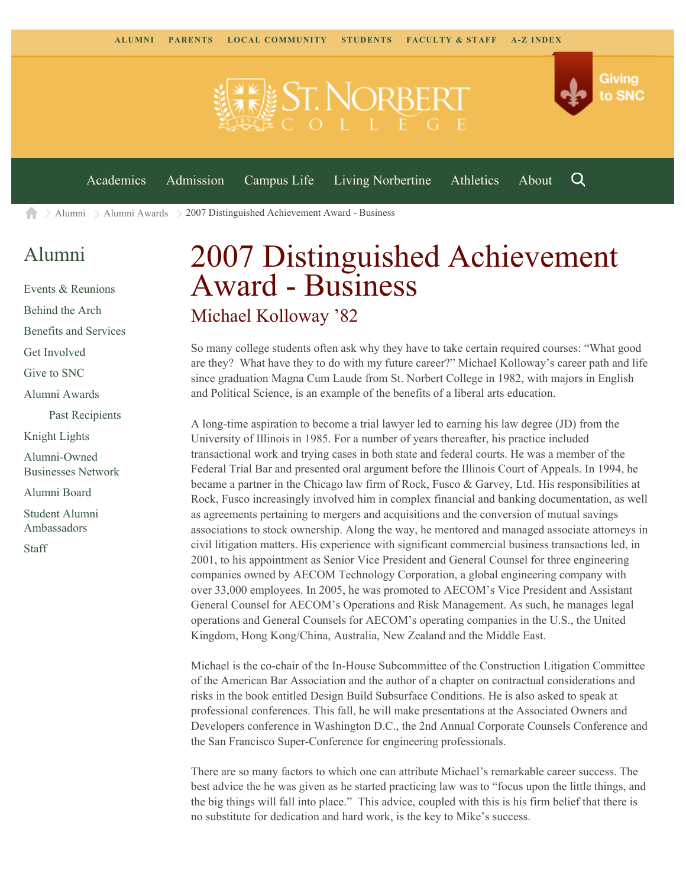ALUMNI PARENTS LOCAL COMMUNITY STUDENTS FACULTY & STAFF A-Z INDEX

Academics Admission Campus Life Living Norbertine Athletics About

Alumni > Alumni Awards > 2007 Distinguished Achievement Award - Business

## Alumni

- Events & Reunions
- Behind the Arch
- Benefits and Services
- Get Involved
- Give to SNC
- Alumni Awards
  - Past Recipients
- Knight Lights
- Alumni-Owned Businesses Network
- Alumni Board
- Student Alumni Ambassadors
- Staff

# 2007 Distinguished Achievement Award - Business

## Michael Kolloway ’82

So many college students often ask why they have to take certain required courses: “What good are they? What have they to do with my future career?” Michael Kolloway’s career path and life since graduation Magna Cum Laude from St. Norbert College in 1982, with majors in English and Political Science, is an example of the benefits of a liberal arts education.

A long-time aspiration to become a trial lawyer led to earning his law degree (JD) from the University of Illinois in 1985. For a number of years thereafter, his practice included transactional work and trying cases in both state and federal courts. He was a member of the Federal Trial Bar and presented oral argument before the Illinois Court of Appeals. In 1994, he became a partner in the Chicago law firm of Rock, Fusco & Garvey, Ltd. His responsibilities at Rock, Fusco increasingly involved him in complex financial and banking documentation, as well as agreements pertaining to mergers and acquisitions and the conversion of mutual savings associations to stock ownership. Along the way, he mentored and managed associate attorneys in civil litigation matters. His experience with significant commercial business transactions led, in 2001, to his appointment as Senior Vice President and General Counsel for three engineering companies owned by AECOM Technology Corporation, a global engineering company with over 33,000 employees. In 2005, he was promoted to AECOM’s Vice President and Assistant General Counsel for AECOM’s Operations and Risk Management. As such, he manages legal operations and General Counsels for AECOM’s operating companies in the U.S., the United Kingdom, Hong Kong/China, Australia, New Zealand and the Middle East.

Michael is the co-chair of the In-House Subcommittee of the Construction Litigation Committee of the American Bar Association and the author of a chapter on contractual considerations and risks in the book entitled Design Build Subsurface Conditions. He is also asked to speak at professional conferences. This fall, he will make presentations at the Associated Owners and Developers conference in Washington D.C., the 2nd Annual Corporate Counsels Conference and the San Francisco Super-Conference for engineering professionals.

There are so many factors to which one can attribute Michael’s remarkable career success. The best advice the he was given as he started practicing law was to “focus upon the little things, and the big things will fall into place.” This advice, coupled with this is his firm belief that there is no substitute for dedication and hard work, is the key to Mike’s success.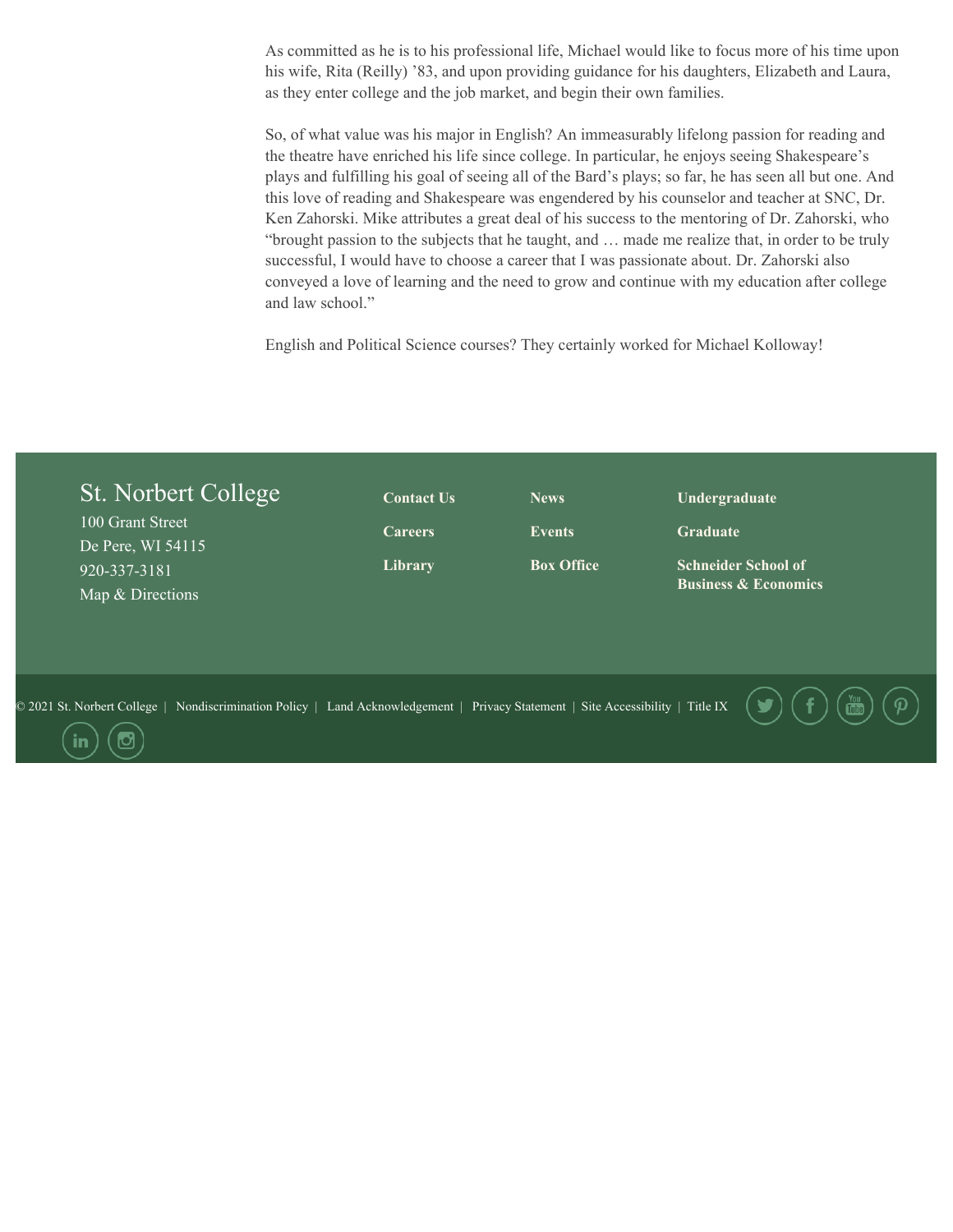As committed as he is to his professional life, Michael would like to focus more of his time upon his wife, Rita (Reilly) ’83, and upon providing guidance for his daughters, Elizabeth and Laura, as they enter college and the job market, and begin their own families.

So, of what value was his major in English? An immeasurably lifelong passion for reading and the theatre have enriched his life since college. In particular, he enjoys seeing Shakespeare’s plays and fulfilling his goal of seeing all of the Bard’s plays; so far, he has seen all but one. And this love of reading and Shakespeare was engendered by his counselor and teacher at SNC, Dr. Ken Zahorski. Mike attributes a great deal of his success to the mentoring of Dr. Zahorski, who “brought passion to the subjects that he taught, and … made me realize that, in order to be truly successful, I would have to choose a career that I was passionate about. Dr. Zahorski also conveyed a love of learning and the need to grow and continue with my education after college and law school.”

English and Political Science courses? They certainly worked for Michael Kolloway!

St. Norbert College
100 Grant Street
De Pere, WI 54115
920-337-3181
Map & Directions

**Contact Us**
**Careers**
**Library**
**News**
**Events**
**Box Office**
**Undergraduate**
**Graduate**
**Schneider School of Business & Economics**

© 2021 St. Norbert College | Nondiscrimination Policy | Land Acknowledgement | Privacy Statement | Site Accessibility | Title IX